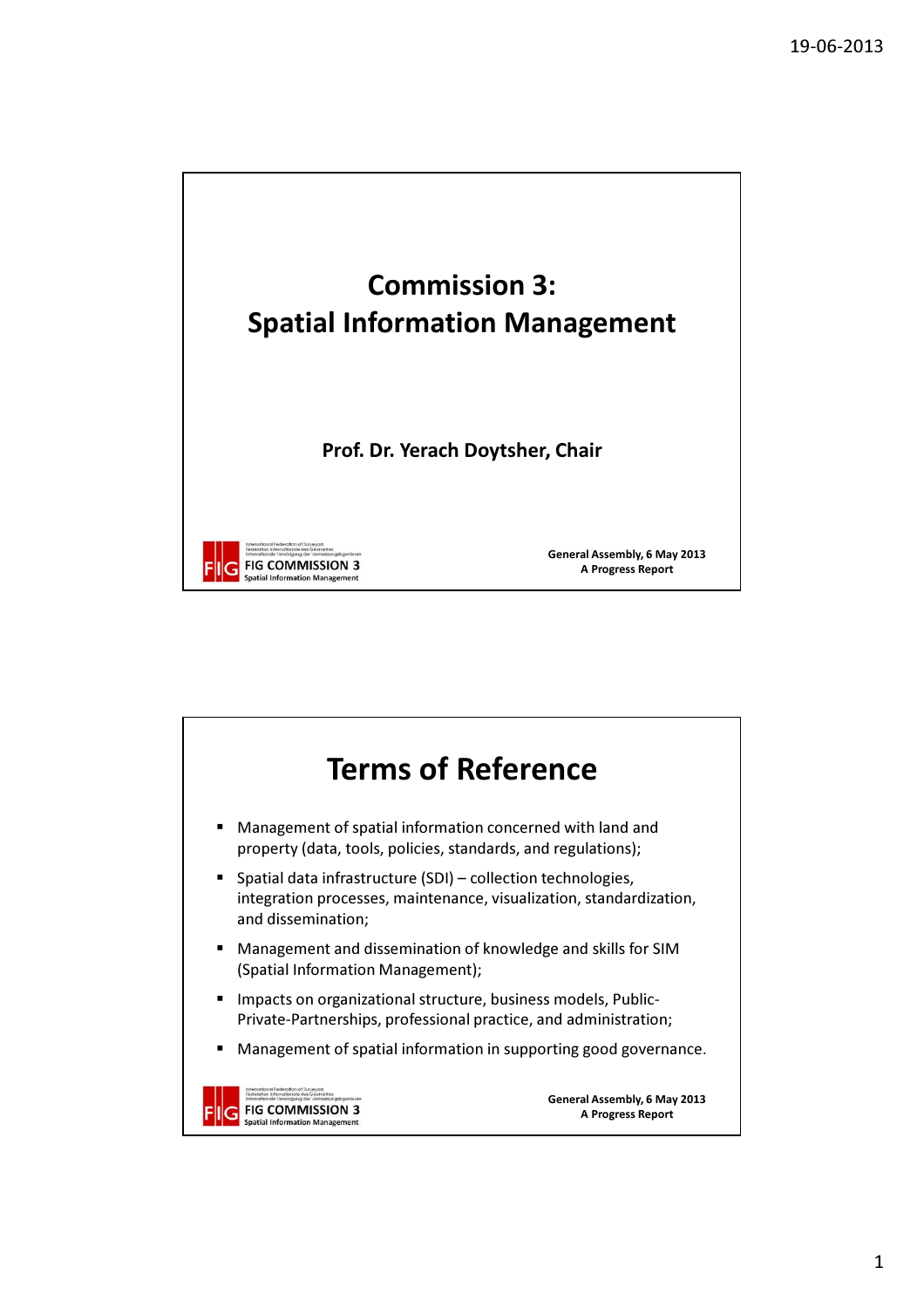# Commission 3: Spatial Information Management

**Prof. Dr. Yerach Doytsher, Chair**

FIG COMMISSION 3
Spatial Information Management

**General Assembly, 6 May 2013**
**A Progress Report**

# Terms of Reference

- Management of spatial information concerned with land and property (data, tools, policies, standards, and regulations);
- Spatial data infrastructure (SDI) – collection technologies, integration processes, maintenance, visualization, standardization, and dissemination;
- Management and dissemination of knowledge and skills for SIM (Spatial Information Management);
- Impacts on organizational structure, business models, Public-Private-Partnerships, professional practice, and administration;
- Management of spatial information in supporting good governance.

FIG COMMISSION 3
Spatial Information Management

**General Assembly, 6 May 2013**
**A Progress Report**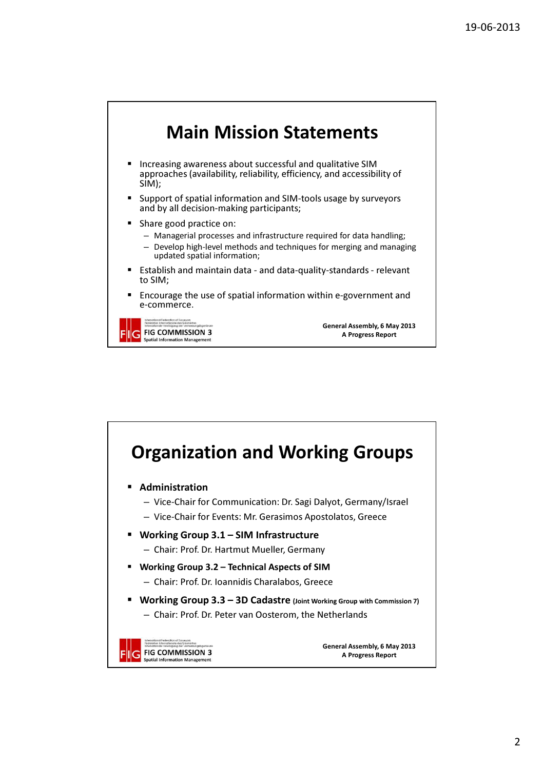# Main Mission Statements

- Increasing awareness about successful and qualitative SIM approaches (availability, reliability, efficiency, and accessibility of SIM);
- Support of spatial information and SIM-tools usage by surveyors and by all decision-making participants;
- Share good practice on:
  - Managerial processes and infrastructure required for data handling;
  - Develop high-level methods and techniques for merging and managing updated spatial information;
- Establish and maintain data - and data-quality-standards - relevant to SIM;
- Encourage the use of spatial information within e-government and e-commerce.

FIG COMMISSION 3
Spatial Information Management

**General Assembly, 6 May 2013**
**A Progress Report**

# Organization and Working Groups

- **Administration**
  - Vice-Chair for Communication: Dr. Sagi Dalyot, Germany/Israel
  - Vice-Chair for Events: Mr. Gerasimos Apostolatos, Greece
- **Working Group 3.1 – SIM Infrastructure**
  - Chair: Prof. Dr. Hartmut Mueller, Germany
- **Working Group 3.2 – Technical Aspects of SIM**
  - Chair: Prof. Dr. Ioannidis Charalabos, Greece
- **Working Group 3.3 – 3D Cadastre** **(Joint Working Group with Commission 7)**
  - Chair: Prof. Dr. Peter van Oosterom, the Netherlands

FIG COMMISSION 3
Spatial Information Management

**General Assembly, 6 May 2013**
**A Progress Report**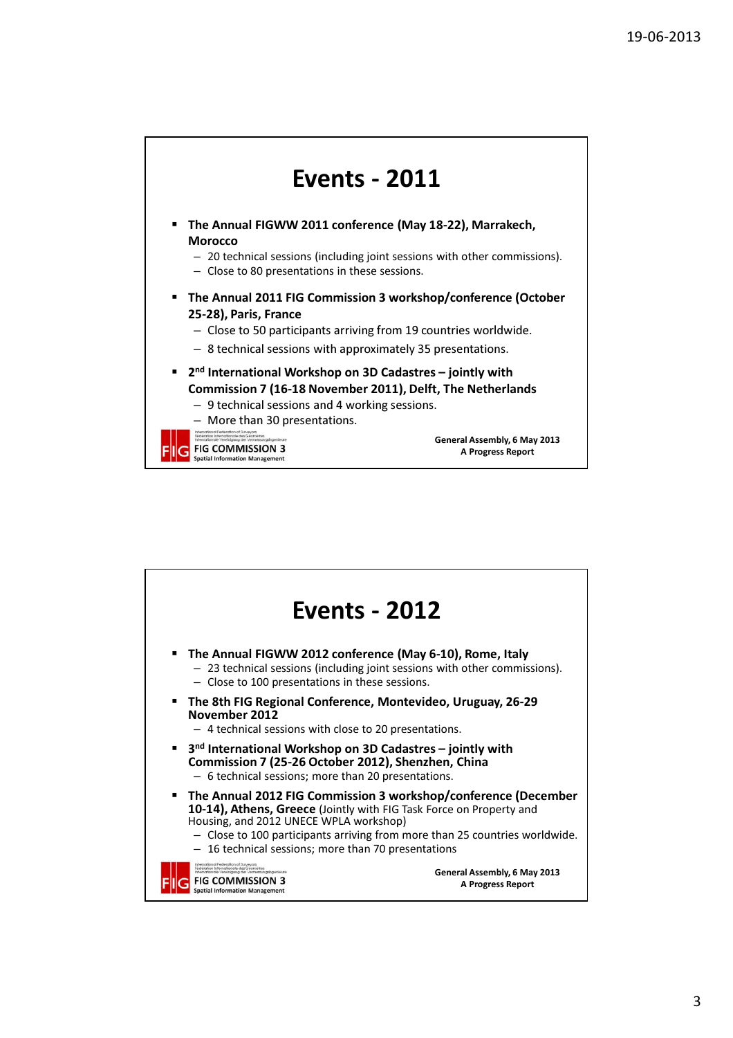# Events - 2011

- **The Annual FIGWW 2011 conference (May 18-22), Marrakech, Morocco**
  - 20 technical sessions (including joint sessions with other commissions).
  - Close to 80 presentations in these sessions.
- **The Annual 2011 FIG Commission 3 workshop/conference (October 25-28), Paris, France**
  - Close to 50 participants arriving from 19 countries worldwide.
  - 8 technical sessions with approximately 35 presentations.
- **2nd International Workshop on 3D Cadastres – jointly with Commission 7 (16-18 November 2011), Delft, The Netherlands**
  - 9 technical sessions and 4 working sessions.
  - More than 30 presentations.

FIG COMMISSION 3
Spatial Information Management

**General Assembly, 6 May 2013**
**A Progress Report**

# Events - 2012

- **The Annual FIGWW 2012 conference (May 6-10), Rome, Italy**
  - 23 technical sessions (including joint sessions with other commissions).
  - Close to 100 presentations in these sessions.
- **The 8th FIG Regional Conference, Montevideo, Uruguay, 26-29 November 2012**
  - 4 technical sessions with close to 20 presentations.
- **3rd International Workshop on 3D Cadastres – jointly with Commission 7 (25-26 October 2012), Shenzhen, China**
  - 6 technical sessions; more than 20 presentations.
- **The Annual 2012 FIG Commission 3 workshop/conference (December 10-14), Athens, Greece** (Jointly with FIG Task Force on Property and Housing, and 2012 UNECE WPLA workshop)
  - Close to 100 participants arriving from more than 25 countries worldwide.
  - 16 technical sessions; more than 70 presentations

FIG COMMISSION 3
Spatial Information Management

**General Assembly, 6 May 2013**
**A Progress Report**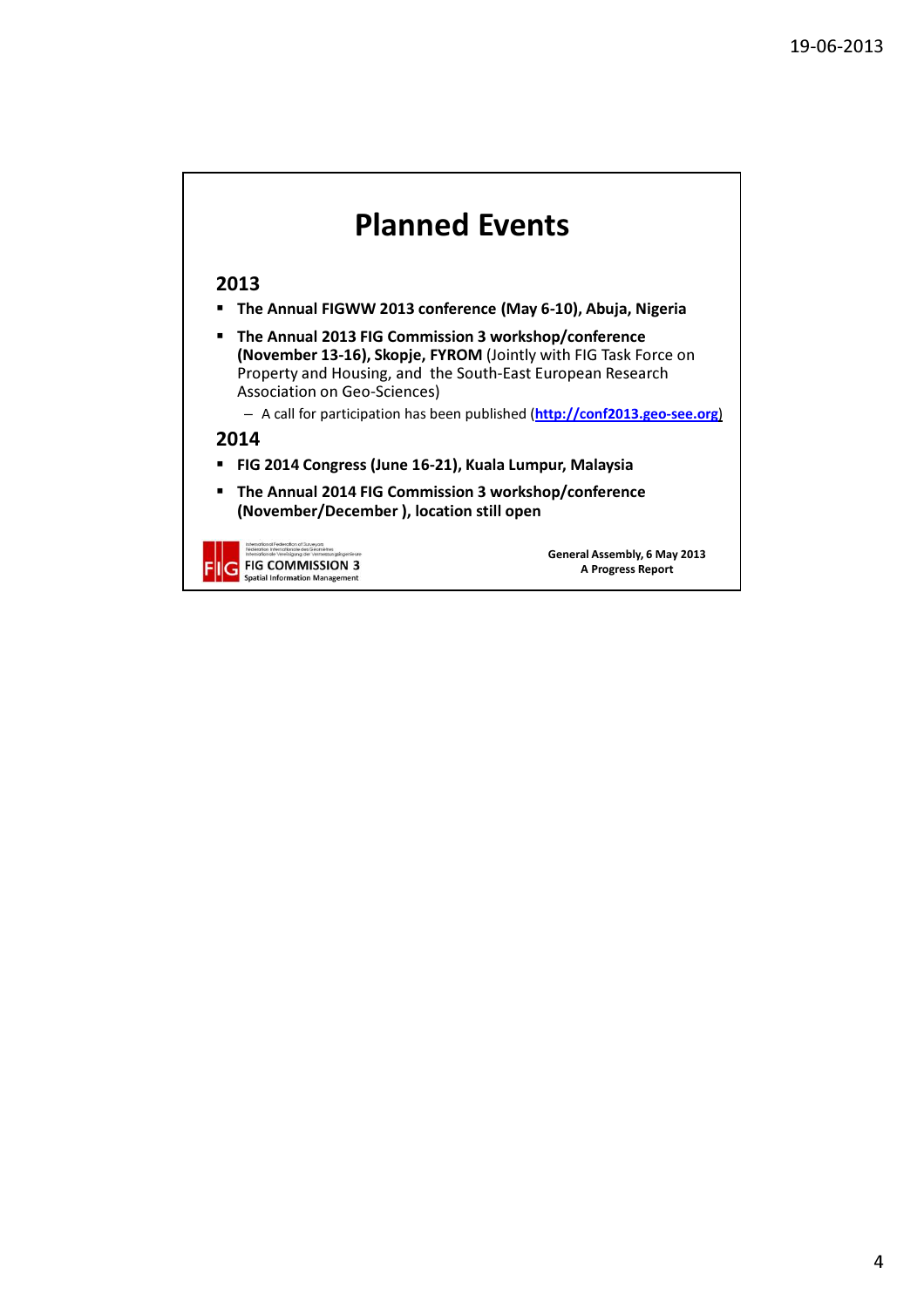# Planned Events

## 2013

- **The Annual FIGWW 2013 conference (May 6-10), Abuja, Nigeria**
- **The Annual 2013 FIG Commission 3 workshop/conference (November 13-16), Skopje, FYROM** (Jointly with FIG Task Force on Property and Housing, and the South-East European Research Association on Geo-Sciences)
  - A call for participation has been published (**http://conf2013.geo-see.org**)

## 2014

- **FIG 2014 Congress (June 16-21), Kuala Lumpur, Malaysia**
- **The Annual 2014 FIG Commission 3 workshop/conference (November/December ), location still open**

International Federation of Surveyors
Fédération Internationale des Géomètres
Internationale Vereinigung der Vermessungsingenieure
FIG COMMISSION 3
Spatial Information Management

**General Assembly, 6 May 2013**
**A Progress Report**